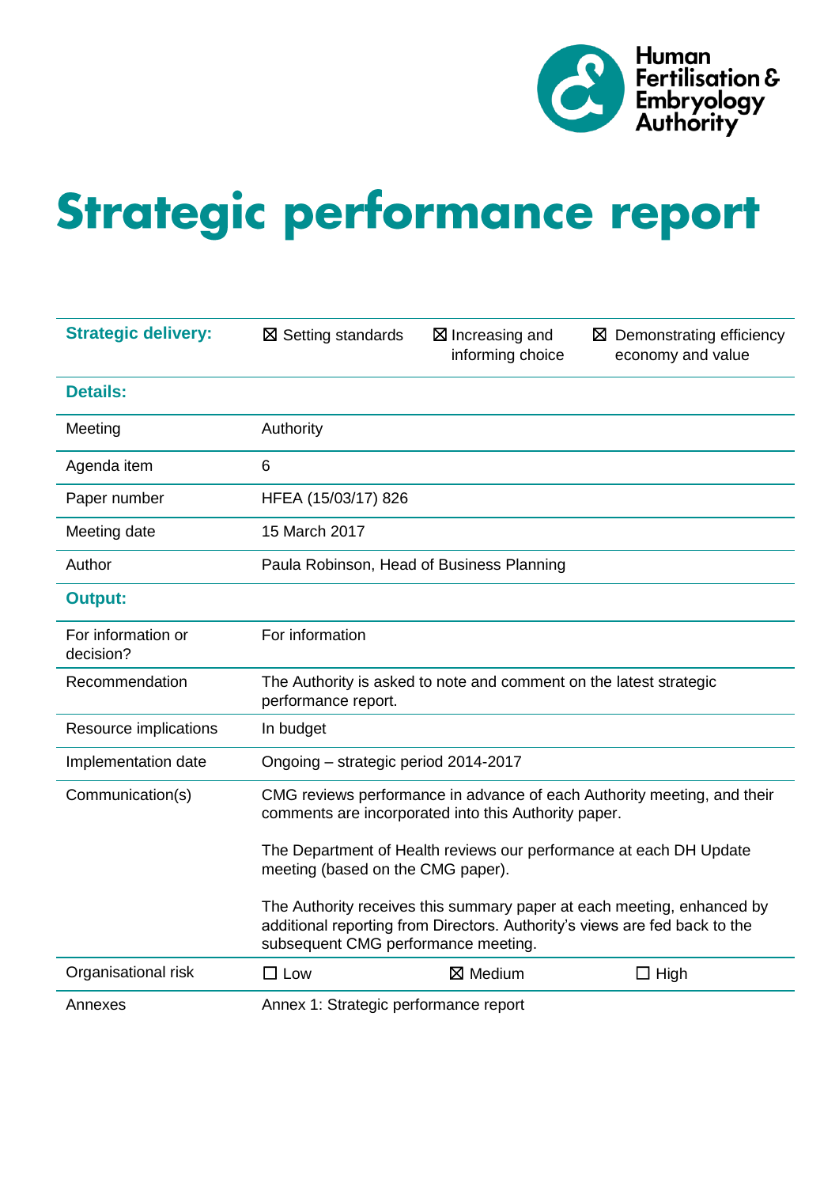Human Fertilisation & Embryology Authority

# Strategic performance report

| **Strategic delivery:** | ☒ Setting standards | ☒ Increasing and informing choice | ☒ Demonstrating efficiency economy and value |
|---|---|---|---|
| **Details:** | | | |
| Meeting | Authority | | |
| Agenda item | 6 | | |
| Paper number | HFEA (15/03/17) 826 | | |
| Meeting date | 15 March 2017 | | |
| Author | Paula Robinson, Head of Business Planning | | |
| **Output:** | | | |
| For information or decision? | For information | | |
| Recommendation | The Authority is asked to note and comment on the latest strategic performance report. | | |
| Resource implications | In budget | | |
| Implementation date | Ongoing – strategic period 2014-2017 | | |
| Communication(s) | CMG reviews performance in advance of each Authority meeting, and their comments are incorporated into this Authority paper.<br><br>The Department of Health reviews our performance at each DH Update meeting (based on the CMG paper).<br><br>The Authority receives this summary paper at each meeting, enhanced by additional reporting from Directors. Authority's views are fed back to the subsequent CMG performance meeting. | | |
| Organisational risk | ☐ Low | ☒ Medium | ☐ High |
| Annexes | Annex 1: Strategic performance report | | |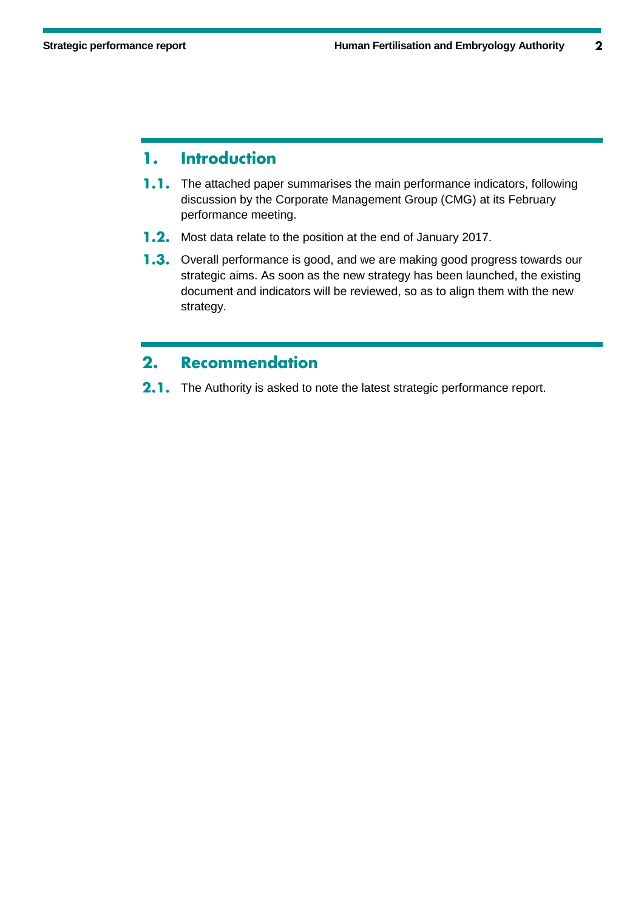## 1. Introduction

**1.1.** The attached paper summarises the main performance indicators, following discussion by the Corporate Management Group (CMG) at its February performance meeting.

**1.2.** Most data relate to the position at the end of January 2017.

**1.3.** Overall performance is good, and we are making good progress towards our strategic aims. As soon as the new strategy has been launched, the existing document and indicators will be reviewed, so as to align them with the new strategy.

## 2. Recommendation

**2.1.** The Authority is asked to note the latest strategic performance report.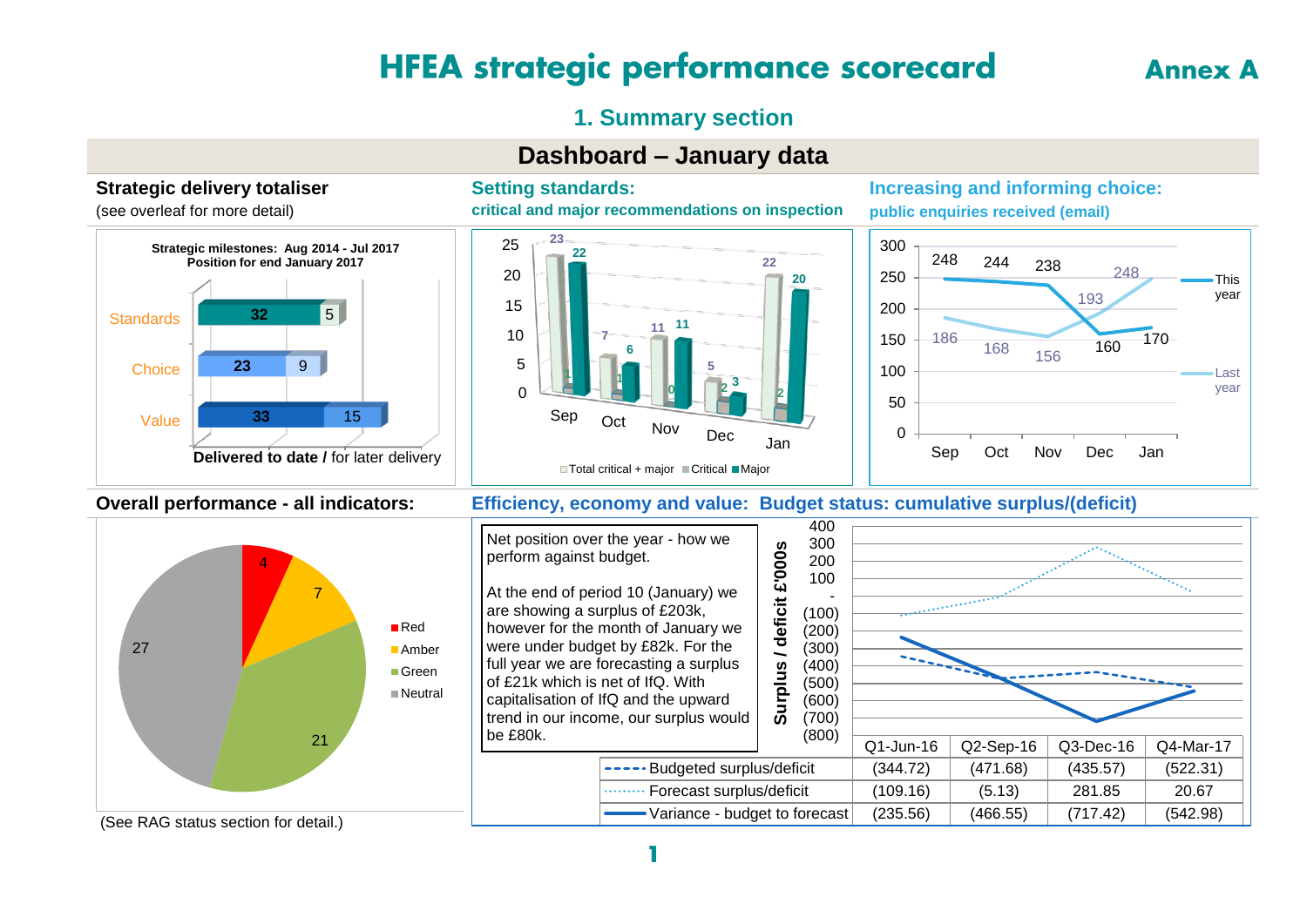# HFEA strategic performance scorecard

**Annex A**

## 1. Summary section

### Dashboard – January data

**Strategic delivery totaliser**

(see overleaf for more detail)

Strategic milestones: Aug 2014 - Jul 2017
Position for end January 2017

| | Delivered to date | for later delivery |
|---|---|---|
| Standards | 32 | 5 |
| Choice | 23 | 9 |
| Value | 33 | 15 |

**Setting standards:**
**critical and major recommendations on inspection**

| | Sep | Oct | Nov | Dec | Jan |
|---|---|---|---|---|---|
| Total critical + major | 23 | 7 | 11 | 5 | 22 |
| Critical | 1 | 1 | 0 | 2 | 2 |
| Major | 22 | 6 | 11 | 3 | 20 |

**Increasing and informing choice:**
**public enquiries received (email)**

| | Sep | Oct | Nov | Dec | Jan |
|---|---|---|---|---|---|
| This year | 248 | 244 | 238 | 160 | 170 |
| Last year | 186 | 168 | 156 | 193 | 248 |

**Overall performance - all indicators:**

| Red | Amber | Green | Neutral |
|---|---|---|---|
| 4 | 7 | 21 | 27 |

(See RAG status section for detail.)

**Efficiency, economy and value: Budget status: cumulative surplus/(deficit)**

Net position over the year - how we perform against budget.

At the end of period 10 (January) we are showing a surplus of £203k, however for the month of January we were under budget by £82k. For the full year we are forecasting a surplus of £21k which is net of IfQ. With capitalisation of IfQ and the upward trend in our income, our surplus would be £80k.

Surplus / deficit £'000s

| | Q1-Jun-16 | Q2-Sep-16 | Q3-Dec-16 | Q4-Mar-17 |
|---|---|---|---|---|
| Budgeted surplus/deficit | (344.72) | (471.68) | (435.57) | (522.31) |
| Forecast surplus/deficit | (109.16) | (5.13) | 281.85 | 20.67 |
| Variance - budget to forecast | (235.56) | (466.55) | (717.42) | (542.98) |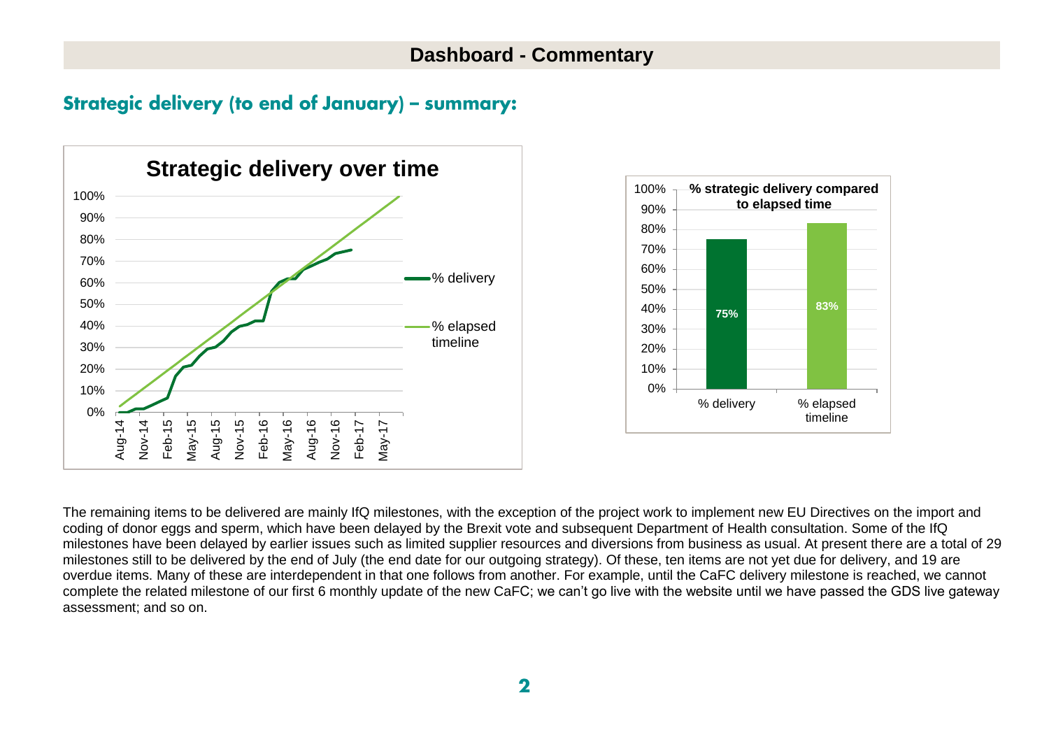## Dashboard - Commentary

### Strategic delivery (to end of January) – summary:

**Strategic delivery over time**

**% strategic delivery compared to elapsed time**

| | % delivery | % elapsed timeline |
|---|---|---|
| Value | 75% | 83% |

The remaining items to be delivered are mainly IfQ milestones, with the exception of the project work to implement new EU Directives on the import and coding of donor eggs and sperm, which have been delayed by the Brexit vote and subsequent Department of Health consultation. Some of the IfQ milestones have been delayed by earlier issues such as limited supplier resources and diversions from business as usual. At present there are a total of 29 milestones still to be delivered by the end of July (the end date for our outgoing strategy). Of these, ten items are not yet due for delivery, and 19 are overdue items. Many of these are interdependent in that one follows from another. For example, until the CaFC delivery milestone is reached, we cannot complete the related milestone of our first 6 monthly update of the new CaFC; we can't go live with the website until we have passed the GDS live gateway assessment; and so on.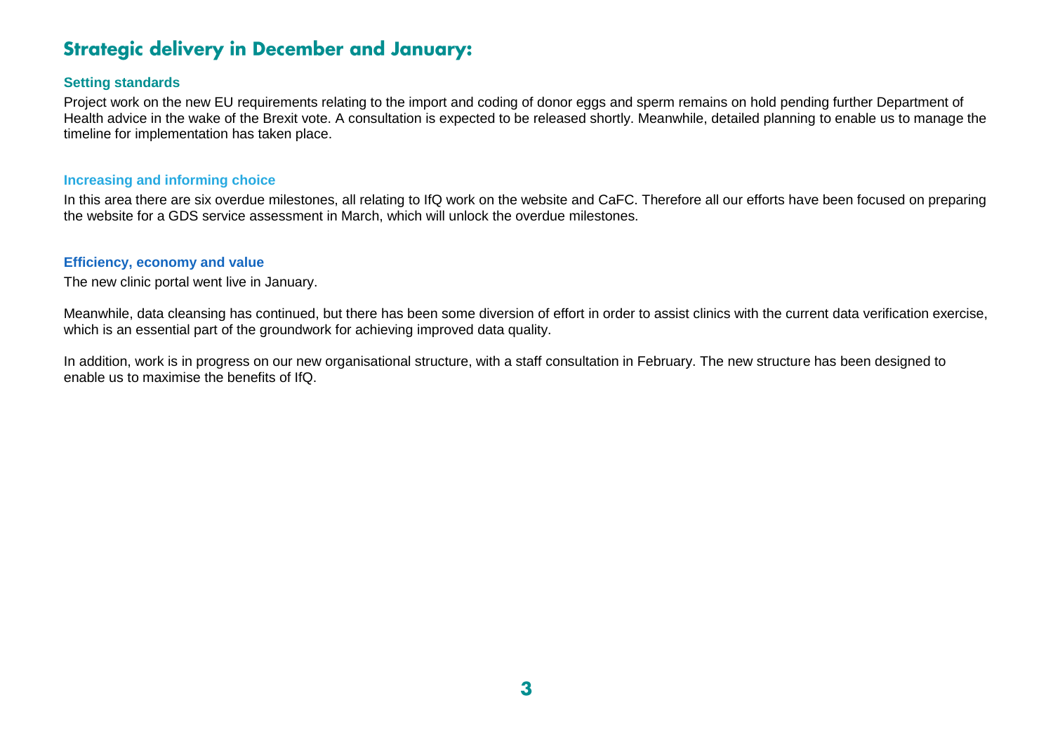## Strategic delivery in December and January:

### Setting standards

Project work on the new EU requirements relating to the import and coding of donor eggs and sperm remains on hold pending further Department of Health advice in the wake of the Brexit vote. A consultation is expected to be released shortly. Meanwhile, detailed planning to enable us to manage the timeline for implementation has taken place.

### Increasing and informing choice

In this area there are six overdue milestones, all relating to IfQ work on the website and CaFC. Therefore all our efforts have been focused on preparing the website for a GDS service assessment in March, which will unlock the overdue milestones.

### Efficiency, economy and value

The new clinic portal went live in January.

Meanwhile, data cleansing has continued, but there has been some diversion of effort in order to assist clinics with the current data verification exercise, which is an essential part of the groundwork for achieving improved data quality.

In addition, work is in progress on our new organisational structure, with a staff consultation in February. The new structure has been designed to enable us to maximise the benefits of IfQ.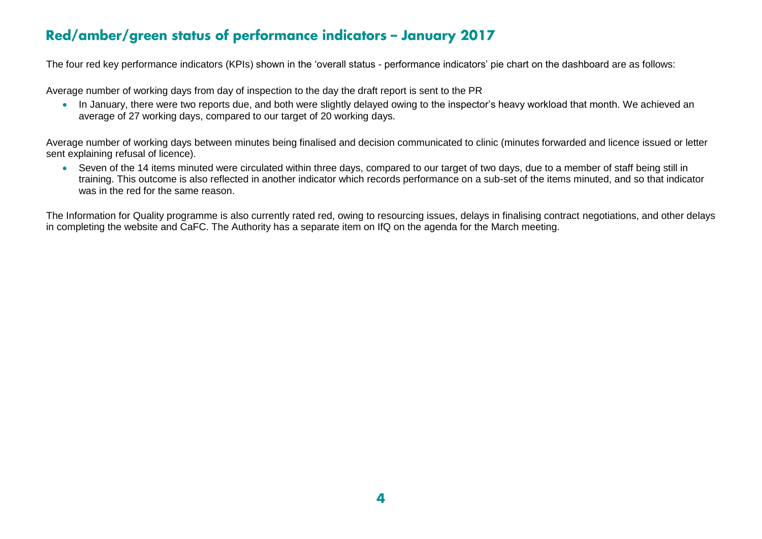## Red/amber/green status of performance indicators – January 2017

The four red key performance indicators (KPIs) shown in the 'overall status - performance indicators' pie chart on the dashboard are as follows:

Average number of working days from day of inspection to the day the draft report is sent to the PR

- In January, there were two reports due, and both were slightly delayed owing to the inspector's heavy workload that month. We achieved an average of 27 working days, compared to our target of 20 working days.

Average number of working days between minutes being finalised and decision communicated to clinic (minutes forwarded and licence issued or letter sent explaining refusal of licence).

- Seven of the 14 items minuted were circulated within three days, compared to our target of two days, due to a member of staff being still in training. This outcome is also reflected in another indicator which records performance on a sub-set of the items minuted, and so that indicator was in the red for the same reason.

The Information for Quality programme is also currently rated red, owing to resourcing issues, delays in finalising contract negotiations, and other delays in completing the website and CaFC. The Authority has a separate item on IfQ on the agenda for the March meeting.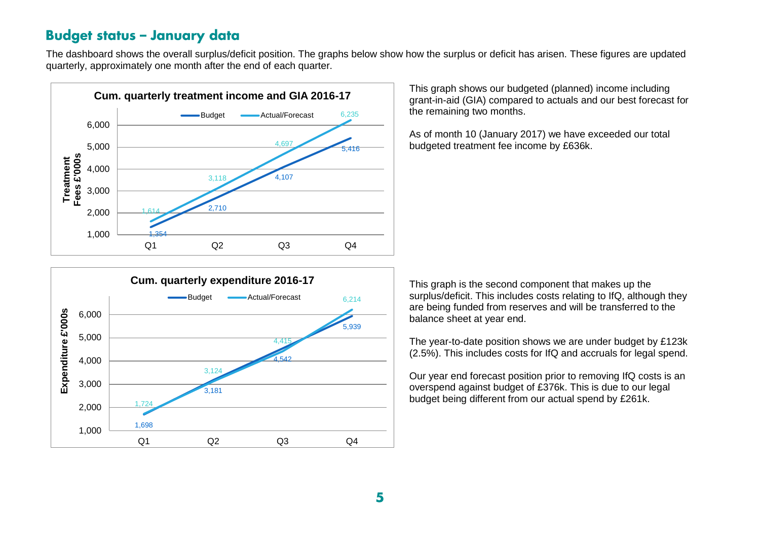## Budget status – January data

The dashboard shows the overall surplus/deficit position. The graphs below show how the surplus or deficit has arisen. These figures are updated quarterly, approximately one month after the end of each quarter.

**Cum. quarterly treatment income and GIA 2016-17**

| | Q1 | Q2 | Q3 | Q4 |
|---|---|---|---|---|
| Budget | 1,354 | 2,710 | 4,107 | 5,416 |
| Actual/Forecast | 1,614 | 3,118 | 4,697 | 6,235 |

Treatment Fees £'000s

This graph shows our budgeted (planned) income including grant-in-aid (GIA) compared to actuals and our best forecast for the remaining two months.

As of month 10 (January 2017) we have exceeded our total budgeted treatment fee income by £636k.

**Cum. quarterly expenditure 2016-17**

| | Q1 | Q2 | Q3 | Q4 |
|---|---|---|---|---|
| Budget | 1,698 | 3,181 | 4,542 | 5,939 |
| Actual/Forecast | 1,724 | 3,124 | 4,415 | 6,214 |

Expenditure £'000s

This graph is the second component that makes up the surplus/deficit. This includes costs relating to IfQ, although they are being funded from reserves and will be transferred to the balance sheet at year end.

The year-to-date position shows we are under budget by £123k (2.5%). This includes costs for IfQ and accruals for legal spend.

Our year end forecast position prior to removing IfQ costs is an overspend against budget of £376k. This is due to our legal budget being different from our actual spend by £261k.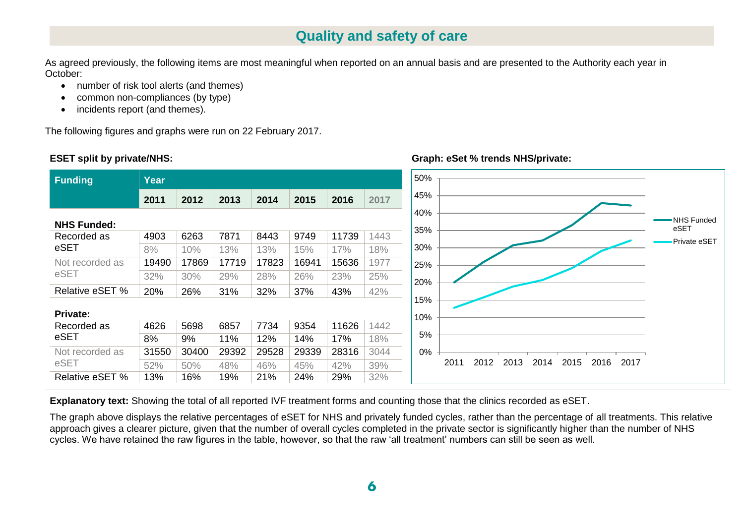## Quality and safety of care

As agreed previously, the following items are most meaningful when reported on an annual basis and are presented to the Authority each year in October:

- number of risk tool alerts (and themes)
- common non-compliances (by type)
- incidents report (and themes).

The following figures and graphs were run on 22 February 2017.

**ESET split by private/NHS:**

| Funding | 2011 | 2012 | 2013 | 2014 | 2015 | 2016 | 2017 |
|---|---|---|---|---|---|---|---|
| **NHS Funded:** | | | | | | | |
| Recorded as eSET | 4903 | 6263 | 7871 | 8443 | 9749 | 11739 | 1443 |
| | 8% | 10% | 13% | 13% | 15% | 17% | 18% |
| Not recorded as eSET | 19490 | 17869 | 17719 | 17823 | 16941 | 15636 | 1977 |
| | 32% | 30% | 29% | 28% | 26% | 23% | 25% |
| Relative eSET % | 20% | 26% | 31% | 32% | 37% | 43% | 42% |
| **Private:** | | | | | | | |
| Recorded as eSET | 4626 | 5698 | 6857 | 7734 | 9354 | 11626 | 1442 |
| | 8% | 9% | 11% | 12% | 14% | 17% | 18% |
| Not recorded as eSET | 31550 | 30400 | 29392 | 29528 | 29339 | 28316 | 3044 |
| | 52% | 50% | 48% | 46% | 45% | 42% | 39% |
| Relative eSET % | 13% | 16% | 19% | 21% | 24% | 29% | 32% |

**Graph: eSet % trends NHS/private:**

**Explanatory text:** Showing the total of all reported IVF treatment forms and counting those that the clinics recorded as eSET.

The graph above displays the relative percentages of eSET for NHS and privately funded cycles, rather than the percentage of all treatments. This relative approach gives a clearer picture, given that the number of overall cycles completed in the private sector is significantly higher than the number of NHS cycles. We have retained the raw figures in the table, however, so that the raw 'all treatment' numbers can still be seen as well.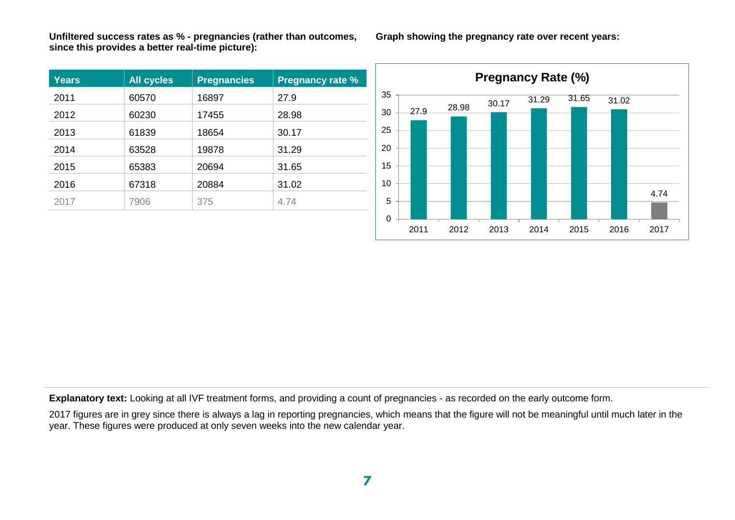**Unfiltered success rates as % - pregnancies (rather than outcomes, since this provides a better real-time picture):**

| Years | All cycles | Pregnancies | Pregnancy rate % |
|---|---|---|---|
| 2011 | 60570 | 16897 | 27.9 |
| 2012 | 60230 | 17455 | 28.98 |
| 2013 | 61839 | 18654 | 30.17 |
| 2014 | 63528 | 19878 | 31.29 |
| 2015 | 65383 | 20694 | 31.65 |
| 2016 | 67318 | 20884 | 31.02 |
| 2017 | 7906 | 375 | 4.74 |

**Graph showing the pregnancy rate over recent years:**

**Pregnancy Rate (%)**

| Year | Pregnancy Rate (%) |
|---|---|
| 2011 | 27.9 |
| 2012 | 28.98 |
| 2013 | 30.17 |
| 2014 | 31.29 |
| 2015 | 31.65 |
| 2016 | 31.02 |
| 2017 | 4.74 |

**Explanatory text:** Looking at all IVF treatment forms, and providing a count of pregnancies - as recorded on the early outcome form.

2017 figures are in grey since there is always a lag in reporting pregnancies, which means that the figure will not be meaningful until much later in the year. These figures were produced at only seven weeks into the new calendar year.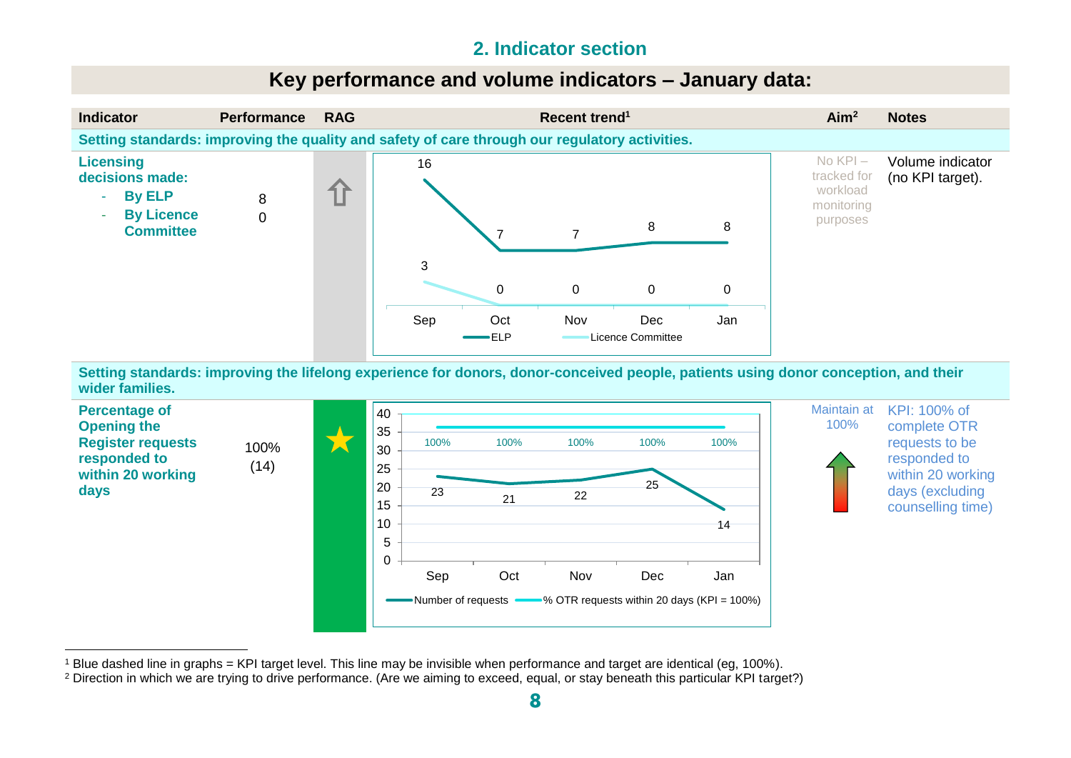## 2. Indicator section

### Key performance and volume indicators – January data:

| Indicator | Performance | RAG | Recent trend[1] | Aim[2] | Notes |
|---|---|---|---|---|---|
| **Setting standards: improving the quality and safety of care through our regulatory activities.** | | | | | |
| **Licensing decisions made:**<br>- **By ELP**<br>- **By Licence Committee** | 8<br>0 | ⇧ | ELP: Sep 16, Oct 7, Nov 7, Dec 8, Jan 8<br>Licence Committee: Sep 3, Oct 0, Nov 0, Dec 0, Jan 0 | No KPI – tracked for workload monitoring purposes | Volume indicator (no KPI target). |
| **Setting standards: improving the lifelong experience for donors, donor-conceived people, patients using donor conception, and their wider families.** | | | | | |
| **Percentage of Opening the Register requests responded to within 20 working days** | 100%<br>(14) | ★ | Number of requests: Sep 23, Oct 21, Nov 22, Dec 25, Jan 14<br>% OTR requests within 20 days (KPI = 100%): Sep 100%, Oct 100%, Nov 100%, Dec 100%, Jan 100% | Maintain at 100% | KPI: 100% of complete OTR requests to be responded to within 20 working days (excluding counselling time) |

[1] Blue dashed line in graphs = KPI target level. This line may be invisible when performance and target are identical (eg, 100%).

[2] Direction in which we are trying to drive performance. (Are we aiming to exceed, equal, or stay beneath this particular KPI target?)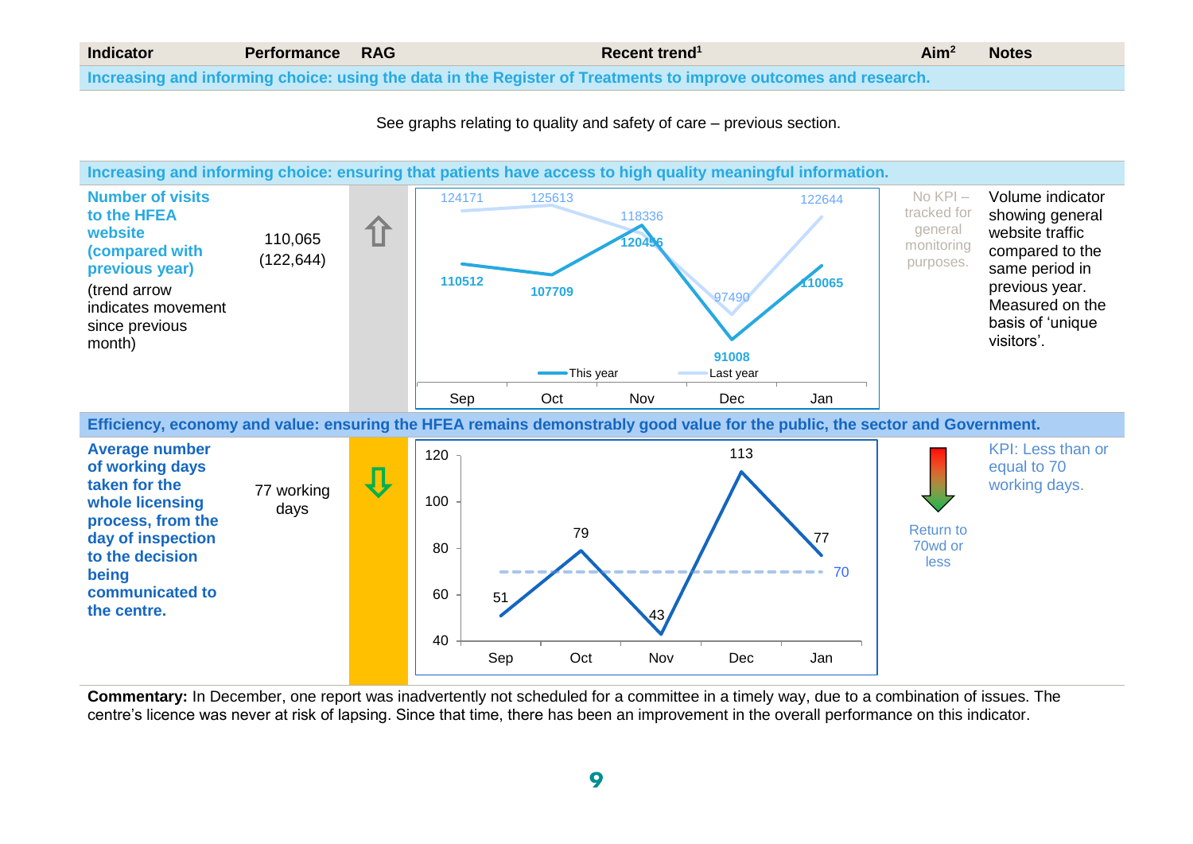| Indicator | Performance | RAG | Recent trend[1] | Aim[2] | Notes |
|---|---|---|---|---|---|
| **Increasing and informing choice: using the data in the Register of Treatments to improve outcomes and research.** | | | | | |

See graphs relating to quality and safety of care – previous section.

| Indicator | Performance | RAG | Recent trend[1] | Aim[2] | Notes |
|---|---|---|---|---|---|
| **Increasing and informing choice: ensuring that patients have access to high quality meaningful information.** | | | | | |
| **Number of visits to the HFEA website (compared with previous year)** (trend arrow indicates movement since previous month) | 110,065 (122,644) | ⇧ | This year: Sep 110512, Oct 107709, Nov 120456, Dec 91008, Jan 110065. Last year: Sep 124171, Oct 125613, Nov 118336, Dec 97490, Jan 122644 | No KPI – tracked for general monitoring purposes. | Volume indicator showing general website traffic compared to the same period in previous year. Measured on the basis of 'unique visitors'. |
| **Efficiency, economy and value: ensuring the HFEA remains demonstrably good value for the public, the sector and Government.** | | | | | |
| **Average number of working days taken for the whole licensing process, from the day of inspection to the decision being communicated to the centre.** | 77 working days | ⇩ | Sep 51, Oct 79, Nov 43, Dec 113, Jan 77 (target line: 70) | Return to 70wd or less | KPI: Less than or equal to 70 working days. |

**Commentary:** In December, one report was inadvertently not scheduled for a committee in a timely way, due to a combination of issues. The centre's licence was never at risk of lapsing. Since that time, there has been an improvement in the overall performance on this indicator.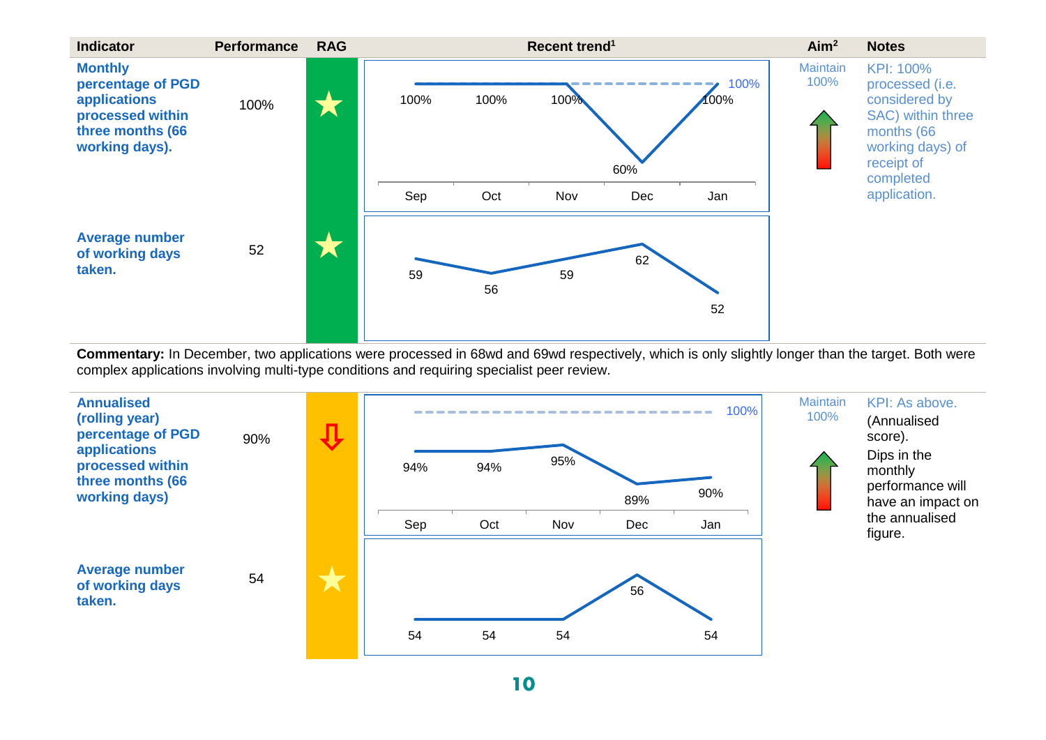| Indicator | Performance | RAG | Recent trend[1] | Aim[2] | Notes |
|---|---|---|---|---|---|
| **Monthly percentage of PGD applications processed within three months (66 working days).** | 100% | ★ | Sep 100%, Oct 100%, Nov 100%, Dec 60%, Jan 100% (target 100%) | Maintain 100% ↑ | KPI: 100% processed (i.e. considered by SAC) within three months (66 working days) of receipt of completed application. |
| **Average number of working days taken.** | 52 | ★ | Sep 59, Oct 56, Nov 59, Dec 62, Jan 52 | | |

**Commentary:** In December, two applications were processed in 68wd and 69wd respectively, which is only slightly longer than the target. Both were complex applications involving multi-type conditions and requiring specialist peer review.

| Indicator | Performance | RAG | Recent trend[1] | Aim[2] | Notes |
|---|---|---|---|---|---|
| **Annualised (rolling year) percentage of PGD applications processed within three months (66 working days)** | 90% | ⇩ | Sep 94%, Oct 94%, Nov 95%, Dec 89%, Jan 90% (target 100%) | Maintain 100% ↑ | KPI: As above. (Annualised score). Dips in the monthly performance will have an impact on the annualised figure. |
| **Average number of working days taken.** | 54 | ★ | Sep 54, Oct 54, Nov 54, Dec 56, Jan 54 | | |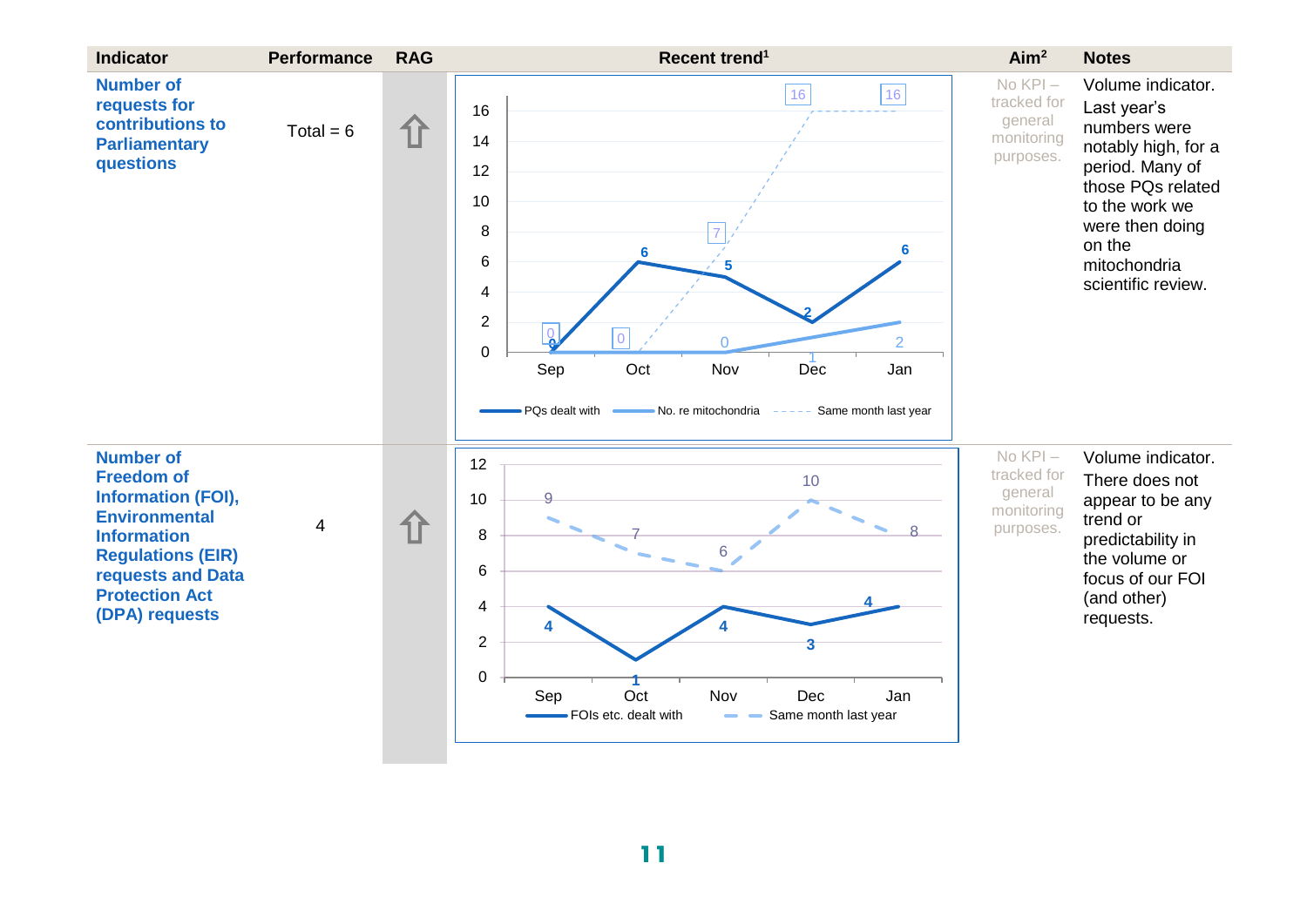| Indicator | Performance | RAG | Recent trend[1] | Aim[2] | Notes |
|---|---|---|---|---|---|
| **Number of requests for contributions to Parliamentary questions** | Total = 6 | ⇧ | PQs dealt with: Sep 0, Oct 6, Nov 5, Dec 2, Jan 6; No. re mitochondria: Sep 0, Oct 0, Nov 0, Dec 1, Jan 2; Same month last year: Sep 0, Oct 0, Nov 7, Dec 16, Jan 16 | No KPI – tracked for general monitoring purposes. | Volume indicator. Last year's numbers were notably high, for a period. Many of those PQs related to the work we were then doing on the mitochondria scientific review. |
| **Number of Freedom of Information (FOI), Environmental Information Regulations (EIR) requests and Data Protection Act (DPA) requests** | 4 | ⇧ | FOIs etc. dealt with: Sep 4, Oct 1, Nov 4, Dec 3, Jan 4; Same month last year: Sep 9, Oct 7, Nov 6, Dec 10, Jan 8 | No KPI – tracked for general monitoring purposes. | Volume indicator. There does not appear to be any trend or predictability in the volume or focus of our FOI (and other) requests. |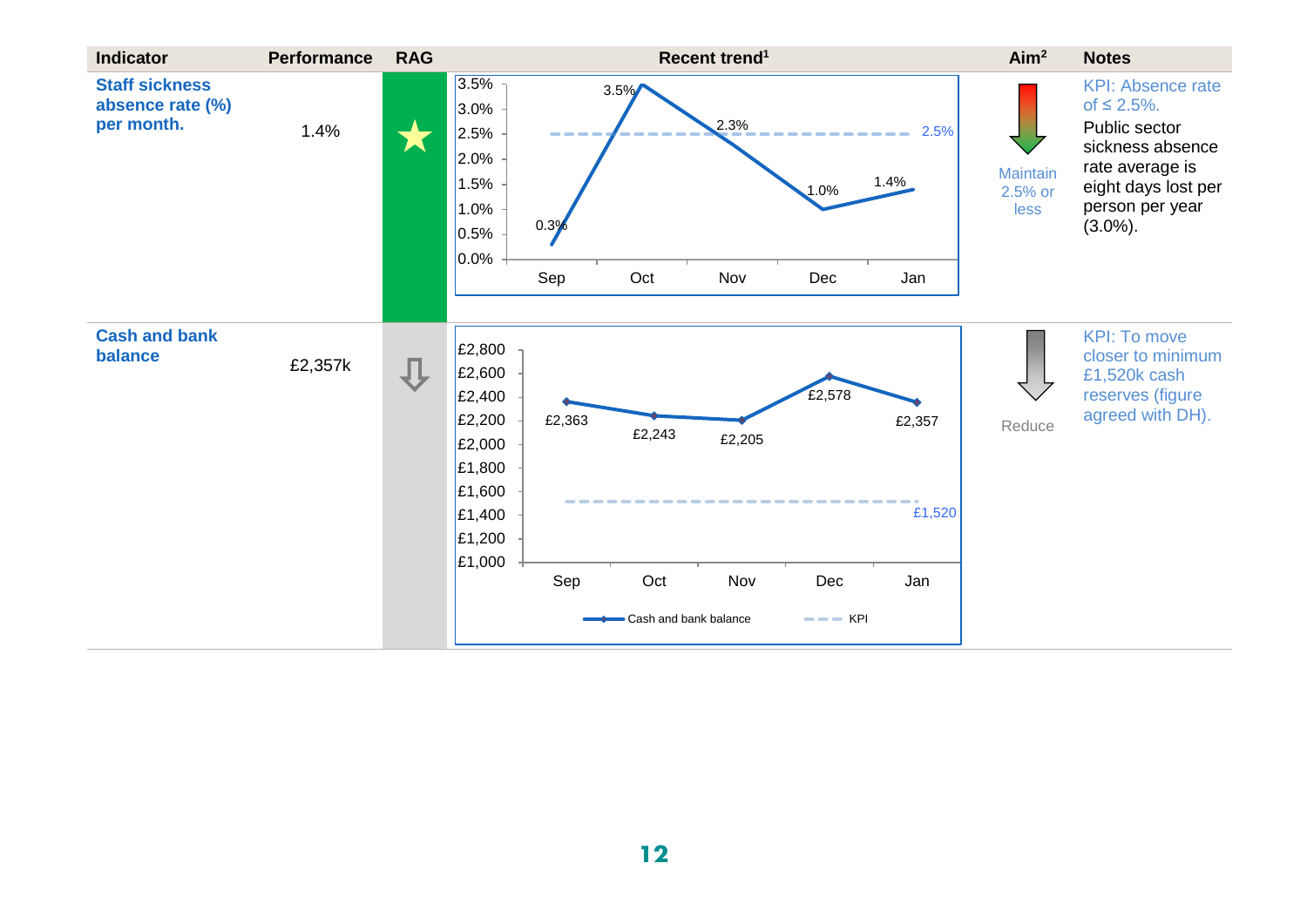| Indicator | Performance | RAG | Recent trend[1] | Aim[2] | Notes |
|---|---|---|---|---|---|
| **Staff sickness absence rate (%) per month.** | 1.4% | ★ | Sep 0.3%, Oct 3.5%, Nov 2.3%, Dec 1.0%, Jan 1.4% (KPI 2.5%) | Maintain 2.5% or less | KPI: Absence rate of ≤ 2.5%. Public sector sickness absence rate average is eight days lost per person per year (3.0%). |
| **Cash and bank balance** | £2,357k | ⇩ | Sep £2,363, Oct £2,243, Nov £2,205, Dec £2,578, Jan £2,357 (KPI £1,520) | Reduce | KPI: To move closer to minimum £1,520k cash reserves (figure agreed with DH). |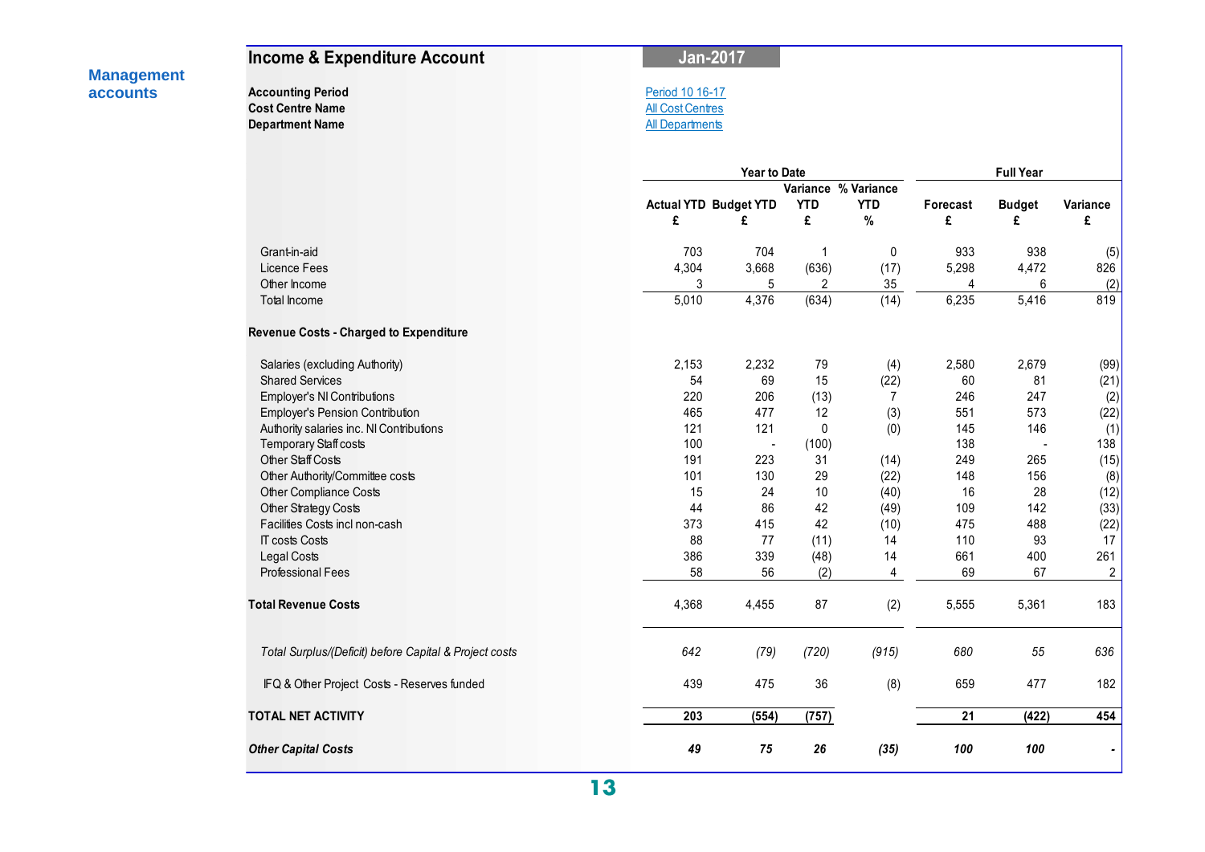**Management accounts**

## Income & Expenditure Account

**Jan-2017**

**Accounting Period** Period 10 16-17
**Cost Centre Name** All Cost Centres
**Department Name** All Departments

| | Year to Date | | | | Full Year | | |
|---|---|---|---|---|---|---|---|
| | Actual YTD £ | Budget YTD £ | Variance YTD £ | % Variance YTD % | Forecast £ | Budget £ | Variance £ |
| Grant-in-aid | 703 | 704 | 1 | 0 | 933 | 938 | (5) |
| Licence Fees | 4,304 | 3,668 | (636) | (17) | 5,298 | 4,472 | 826 |
| Other Income | 3 | 5 | 2 | 35 | 4 | 6 | (2) |
| Total Income | 5,010 | 4,376 | (634) | (14) | 6,235 | 5,416 | 819 |
| **Revenue Costs - Charged to Expenditure** | | | | | | | |
| Salaries (excluding Authority) | 2,153 | 2,232 | 79 | (4) | 2,580 | 2,679 | (99) |
| Shared Services | 54 | 69 | 15 | (22) | 60 | 81 | (21) |
| Employer's NI Contributions | 220 | 206 | (13) | 7 | 246 | 247 | (2) |
| Employer's Pension Contribution | 465 | 477 | 12 | (3) | 551 | 573 | (22) |
| Authority salaries inc. NI Contributions | 121 | 121 | 0 | (0) | 145 | 146 | (1) |
| Temporary Staff costs | 100 | - | (100) | | 138 | - | 138 |
| Other Staff Costs | 191 | 223 | 31 | (14) | 249 | 265 | (15) |
| Other Authority/Committee costs | 101 | 130 | 29 | (22) | 148 | 156 | (8) |
| Other Compliance Costs | 15 | 24 | 10 | (40) | 16 | 28 | (12) |
| Other Strategy Costs | 44 | 86 | 42 | (49) | 109 | 142 | (33) |
| Facilities Costs incl non-cash | 373 | 415 | 42 | (10) | 475 | 488 | (22) |
| IT costs Costs | 88 | 77 | (11) | 14 | 110 | 93 | 17 |
| Legal Costs | 386 | 339 | (48) | 14 | 661 | 400 | 261 |
| Professional Fees | 58 | 56 | (2) | 4 | 69 | 67 | 2 |
| **Total Revenue Costs** | 4,368 | 4,455 | 87 | (2) | 5,555 | 5,361 | 183 |
| *Total Surplus/(Deficit) before Capital & Project costs* | *642* | *(79)* | *(720)* | *(915)* | *680* | *55* | *636* |
| IFQ & Other Project Costs - Reserves funded | 439 | 475 | 36 | (8) | 659 | 477 | 182 |
| **TOTAL NET ACTIVITY** | **203** | **(554)** | **(757)** | | **21** | **(422)** | **454** |
| ***Other Capital Costs*** | ***49*** | ***75*** | ***26*** | ***(35)*** | ***100*** | ***100*** | ***-*** |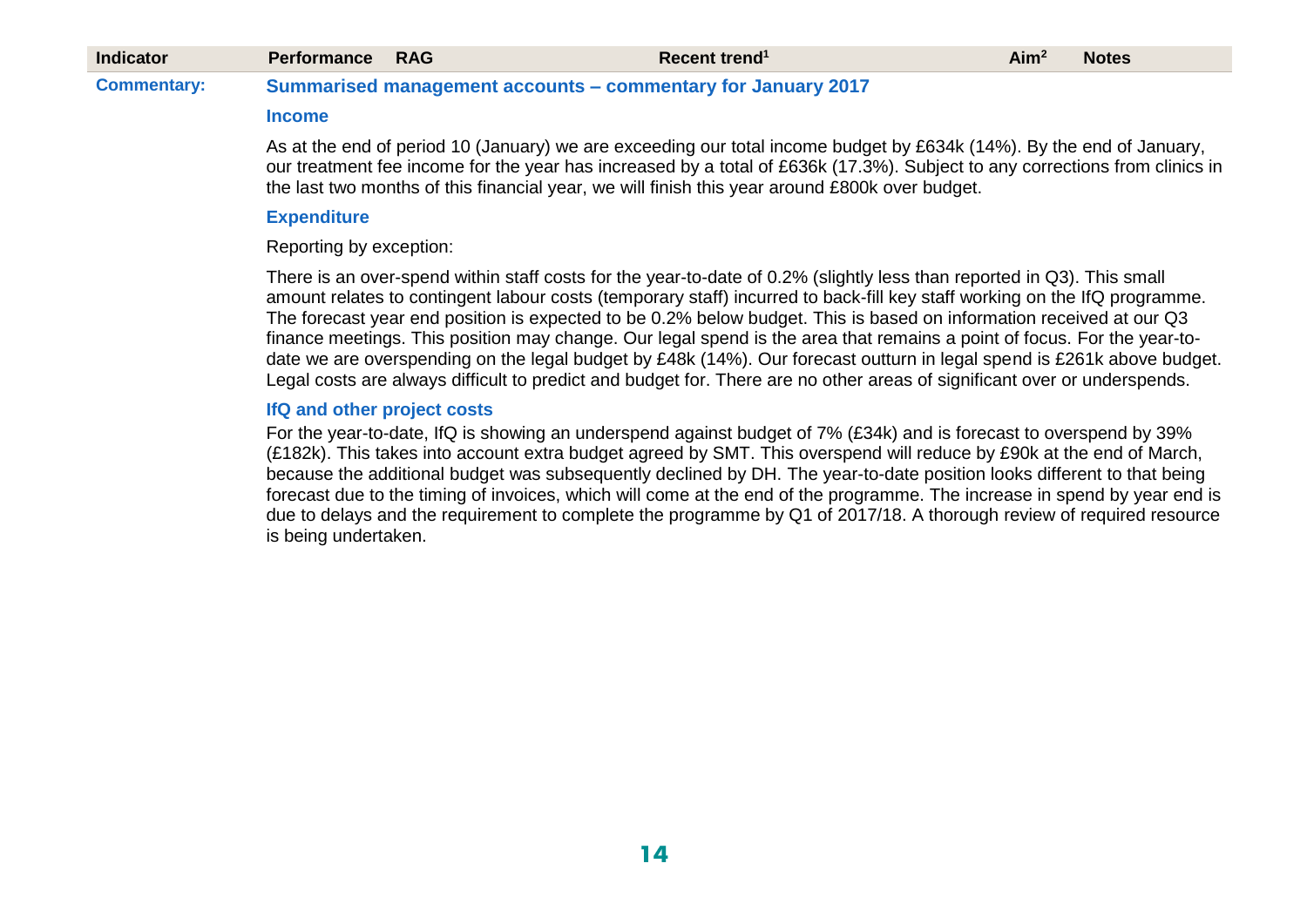| Indicator | Performance | RAG | Recent trend[1] | Aim[2] | Notes |
|---|---|---|---|---|---|

**Commentary:**

## Summarised management accounts – commentary for January 2017

### Income

As at the end of period 10 (January) we are exceeding our total income budget by £634k (14%). By the end of January, our treatment fee income for the year has increased by a total of £636k (17.3%). Subject to any corrections from clinics in the last two months of this financial year, we will finish this year around £800k over budget.

### Expenditure

Reporting by exception:

There is an over-spend within staff costs for the year-to-date of 0.2% (slightly less than reported in Q3). This small amount relates to contingent labour costs (temporary staff) incurred to back-fill key staff working on the IfQ programme. The forecast year end position is expected to be 0.2% below budget. This is based on information received at our Q3 finance meetings. This position may change. Our legal spend is the area that remains a point of focus. For the year-to-date we are overspending on the legal budget by £48k (14%). Our forecast outturn in legal spend is £261k above budget. Legal costs are always difficult to predict and budget for. There are no other areas of significant over or underspends.

### IfQ and other project costs

For the year-to-date, IfQ is showing an underspend against budget of 7% (£34k) and is forecast to overspend by 39% (£182k). This takes into account extra budget agreed by SMT. This overspend will reduce by £90k at the end of March, because the additional budget was subsequently declined by DH. The year-to-date position looks different to that being forecast due to the timing of invoices, which will come at the end of the programme. The increase in spend by year end is due to delays and the requirement to complete the programme by Q1 of 2017/18. A thorough review of required resource is being undertaken.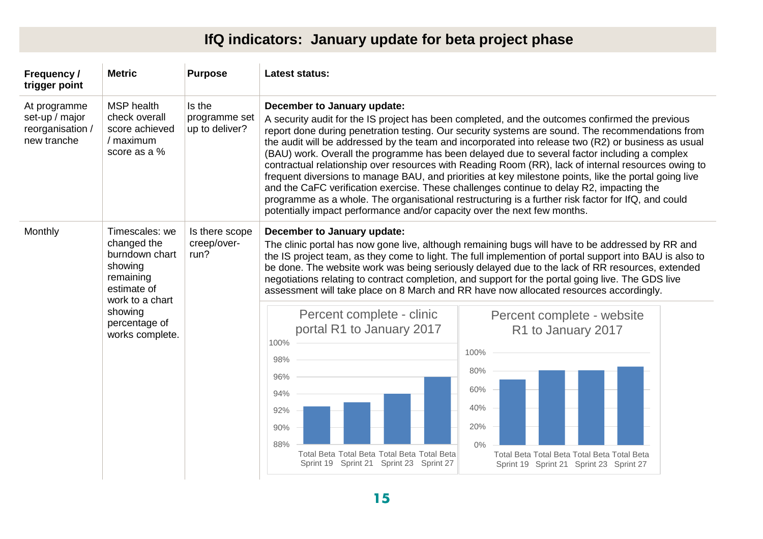# IfQ indicators: January update for beta project phase

| Frequency / trigger point | Metric | Purpose | Latest status: |
|---|---|---|---|
| At programme set-up / major reorganisation / new tranche | MSP health check overall score achieved / maximum score as a % | Is the programme set up to deliver? | **December to January update:** A security audit for the IS project has been completed, and the outcomes confirmed the previous report done during penetration testing. Our security systems are sound. The recommendations from the audit will be addressed by the team and incorporated into release two (R2) or business as usual (BAU) work. Overall the programme has been delayed due to several factor including a complex contractual relationship over resources with Reading Room (RR), lack of internal resources owing to frequent diversions to manage BAU, and priorities at key milestone points, like the portal going live and the CaFC verification exercise. These challenges continue to delay R2, impacting the programme as a whole. The organisational restructuring is a further risk factor for IfQ, and could potentially impact performance and/or capacity over the next few months. |
| Monthly | Timescales: we changed the burndown chart showing remaining estimate of work to a chart showing percentage of works complete. | Is there scope creep/over-run? | **December to January update:** The clinic portal has now gone live, although remaining bugs will have to be addressed by RR and the IS project team, as they come to light. The full implemention of portal support into BAU is also to be done. The website work was being seriously delayed due to the lack of RR resources, extended negotiations relating to contract completion, and support for the portal going live. The GDS live assessment will take place on 8 March and RR have now allocated resources accordingly. |

**Percent complete - clinic portal R1 to January 2017**

| | Total Beta Sprint 19 | Total Beta Sprint 21 | Total Beta Sprint 23 | Total Beta Sprint 27 |
|---|---|---|---|---|
| Percent complete | ~92.5% | ~93% | ~94% | ~96% |

**Percent complete - website R1 to January 2017**

| | Total Beta Sprint 19 | Total Beta Sprint 21 | Total Beta Sprint 23 | Total Beta Sprint 27 |
|---|---|---|---|---|
| Percent complete | ~71% | ~81% | ~81% | ~85% |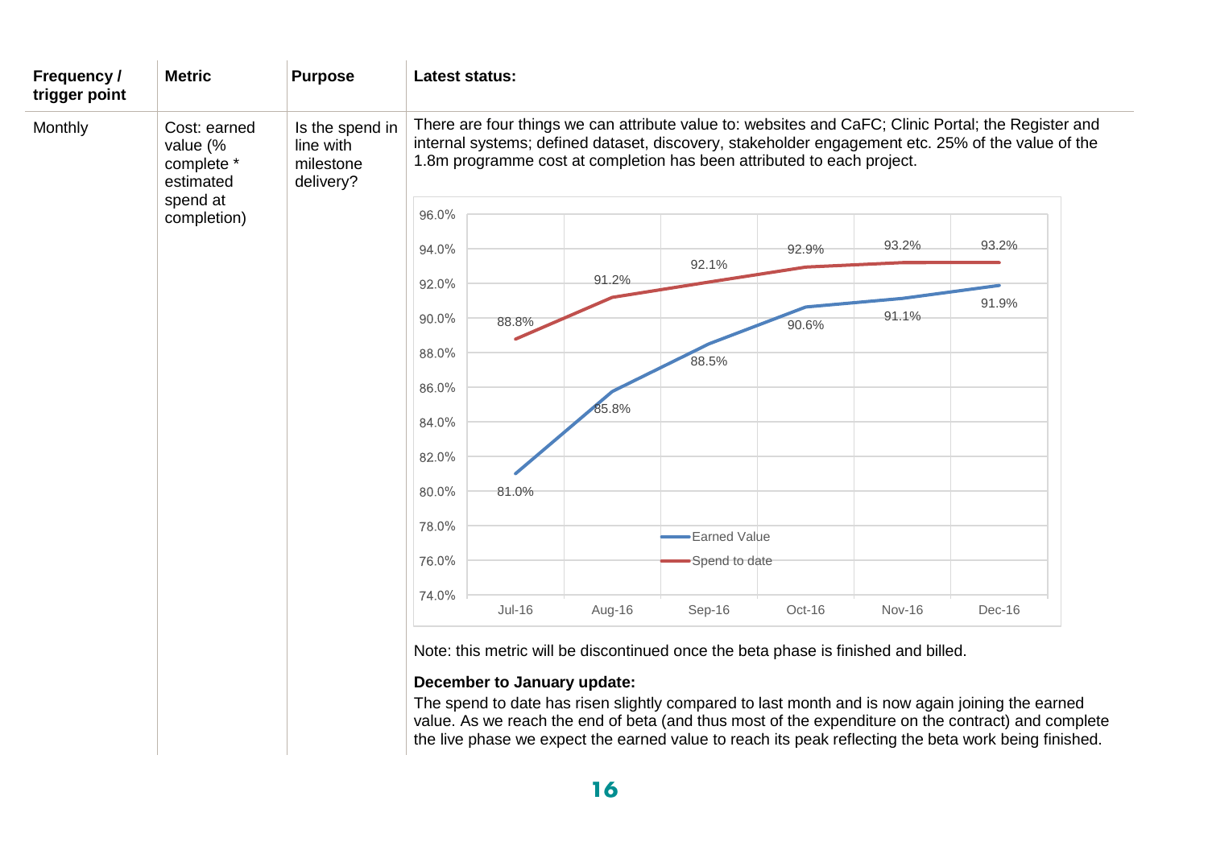| Frequency / trigger point | Metric | Purpose | Latest status: |
|---|---|---|---|
| Monthly | Cost: earned value (% complete * estimated spend at completion) | Is the spend in line with milestone delivery? | There are four things we can attribute value to: websites and CaFC; Clinic Portal; the Register and internal systems; defined dataset, discovery, stakeholder engagement etc. 25% of the value of the 1.8m programme cost at completion has been attributed to each project. |

| | Jul-16 | Aug-16 | Sep-16 | Oct-16 | Nov-16 | Dec-16 |
|---|---|---|---|---|---|---|
| Earned Value | 81.0% | 85.8% | 88.5% | 90.6% | 91.1% | 91.9% |
| Spend to date | 88.8% | 91.2% | 92.1% | 92.9% | 93.2% | 93.2% |

Note: this metric will be discontinued once the beta phase is finished and billed.

**December to January update:**

The spend to date has risen slightly compared to last month and is now again joining the earned value. As we reach the end of beta (and thus most of the expenditure on the contract) and complete the live phase we expect the earned value to reach its peak reflecting the beta work being finished.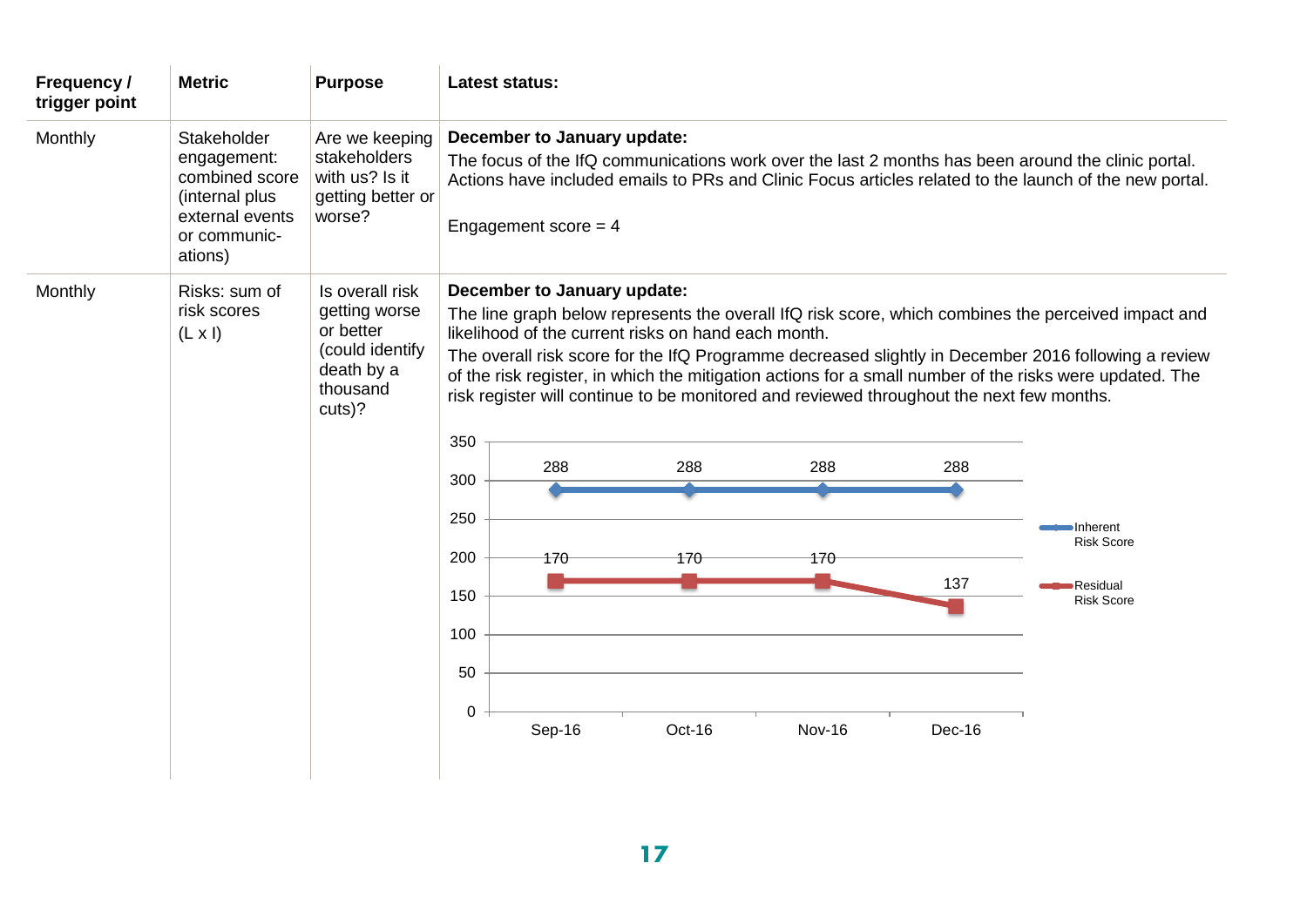| Frequency / trigger point | Metric | Purpose | Latest status: |
|---|---|---|---|
| Monthly | Stakeholder engagement: combined score (internal plus external events or communic-ations) | Are we keeping stakeholders with us? Is it getting better or worse? | **December to January update:** The focus of the IfQ communications work over the last 2 months has been around the clinic portal. Actions have included emails to PRs and Clinic Focus articles related to the launch of the new portal. Engagement score = 4 |
| Monthly | Risks: sum of risk scores (L x I) | Is overall risk getting worse or better (could identify death by a thousand cuts)? | **December to January update:** The line graph below represents the overall IfQ risk score, which combines the perceived impact and likelihood of the current risks on hand each month. The overall risk score for the IfQ Programme decreased slightly in December 2016 following a review of the risk register, in which the mitigation actions for a small number of the risks were updated. The risk register will continue to be monitored and reviewed throughout the next few months. |

| | Sep-16 | Oct-16 | Nov-16 | Dec-16 |
|---|---|---|---|---|
| Inherent Risk Score | 288 | 288 | 288 | 288 |
| Residual Risk Score | 170 | 170 | 170 | 137 |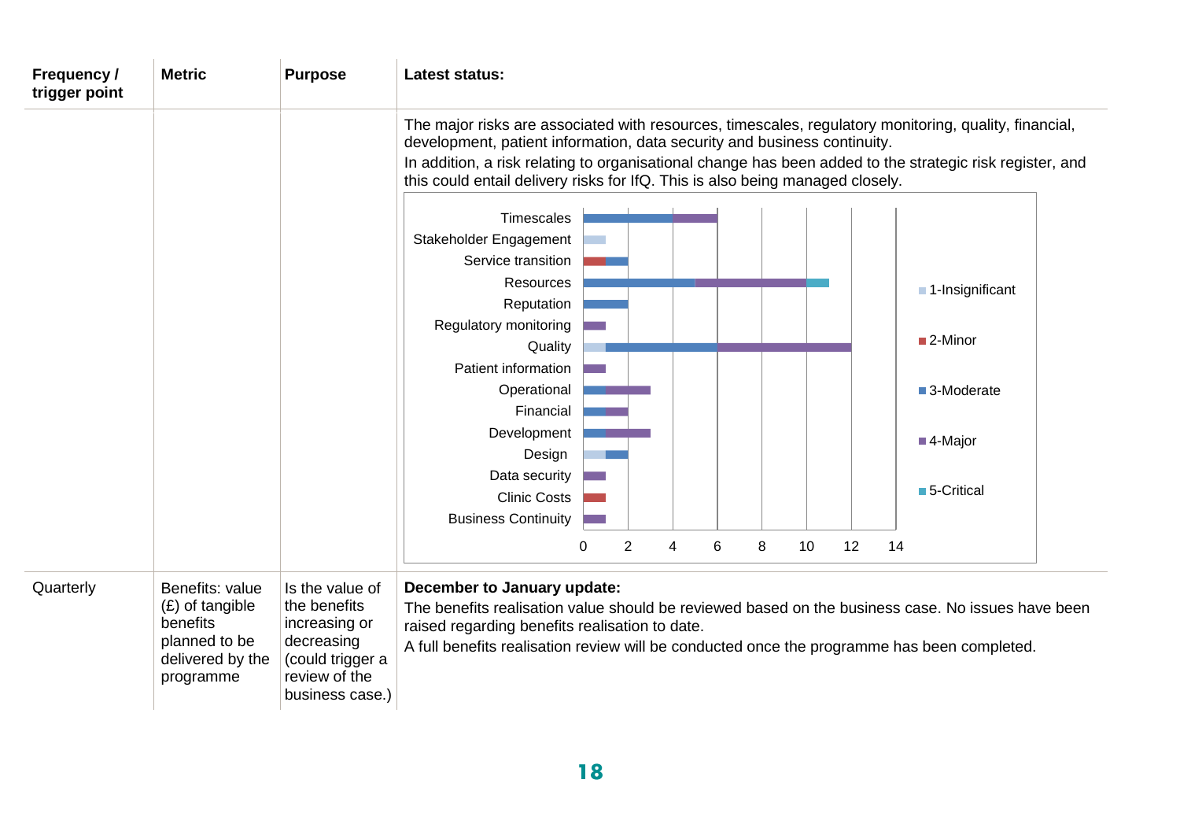| Frequency / trigger point | Metric | Purpose | Latest status: |
| --- | --- | --- | --- |
| | | | The major risks are associated with resources, timescales, regulatory monitoring, quality, financial, development, patient information, data security and business continuity.<br>In addition, a risk relating to organisational change has been added to the strategic risk register, and this could entail delivery risks for IfQ. This is also being managed closely. |
| Quarterly | Benefits: value (£) of tangible benefits planned to be delivered by the programme | Is the value of the benefits increasing or decreasing (could trigger a review of the business case.) | **December to January update:**<br>The benefits realisation value should be reviewed based on the business case. No issues have been raised regarding benefits realisation to date.<br>A full benefits realisation review will be conducted once the programme has been completed. |

Timescales
Stakeholder Engagement
Service transition
Resources
Reputation
Regulatory monitoring
Quality
Patient information
Operational
Financial
Development
Design
Data security
Clinic Costs
Business Continuity

0 2 4 6 8 10 12 14

1-Insignificant
2-Minor
3-Moderate
4-Major
5-Critical